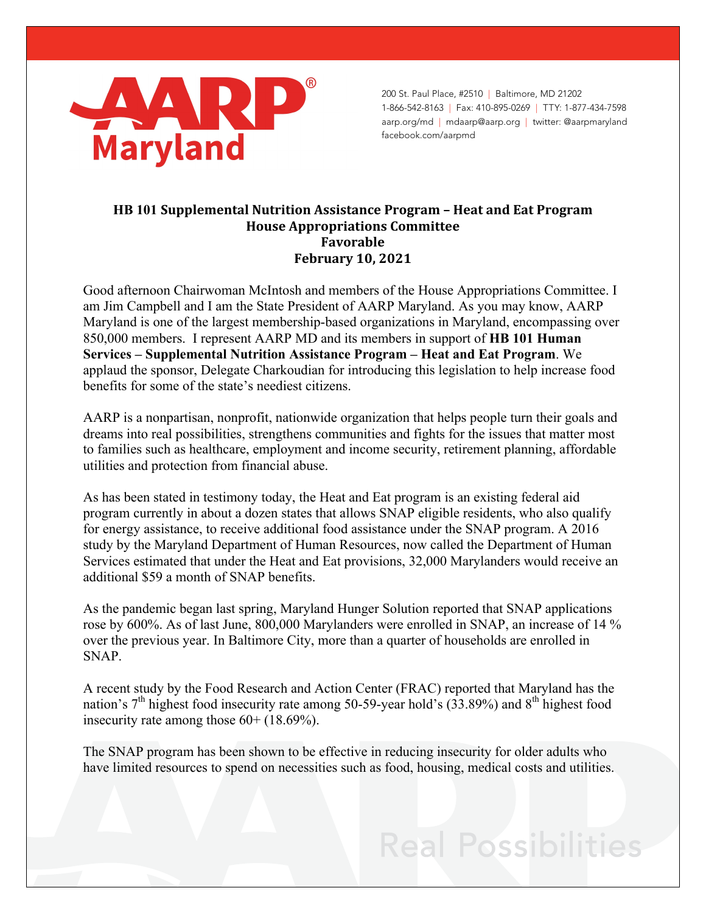AARP Maryland

200 St. Paul Place, #2510 | Baltimore, MD 21202
1-866-542-8163 | Fax: 410-895-0269 | TTY: 1-877-434-7598
aarp.org/md | mdaarp@aarp.org | twitter: @aarpmaryland
facebook.com/aarpmd

**HB 101 Supplemental Nutrition Assistance Program – Heat and Eat Program**
**House Appropriations Committee**
**Favorable**
**February 10, 2021**

Good afternoon Chairwoman McIntosh and members of the House Appropriations Committee. I am Jim Campbell and I am the State President of AARP Maryland. As you may know, AARP Maryland is one of the largest membership-based organizations in Maryland, encompassing over 850,000 members. I represent AARP MD and its members in support of **HB 101 Human Services – Supplemental Nutrition Assistance Program – Heat and Eat Program**. We applaud the sponsor, Delegate Charkoudian for introducing this legislation to help increase food benefits for some of the state's neediest citizens.

AARP is a nonpartisan, nonprofit, nationwide organization that helps people turn their goals and dreams into real possibilities, strengthens communities and fights for the issues that matter most to families such as healthcare, employment and income security, retirement planning, affordable utilities and protection from financial abuse.

As has been stated in testimony today, the Heat and Eat program is an existing federal aid program currently in about a dozen states that allows SNAP eligible residents, who also qualify for energy assistance, to receive additional food assistance under the SNAP program. A 2016 study by the Maryland Department of Human Resources, now called the Department of Human Services estimated that under the Heat and Eat provisions, 32,000 Marylanders would receive an additional $59 a month of SNAP benefits.

As the pandemic began last spring, Maryland Hunger Solution reported that SNAP applications rose by 600%. As of last June, 800,000 Marylanders were enrolled in SNAP, an increase of 14 % over the previous year. In Baltimore City, more than a quarter of households are enrolled in SNAP.

A recent study by the Food Research and Action Center (FRAC) reported that Maryland has the nation's 7th highest food insecurity rate among 50-59-year hold's (33.89%) and 8th highest food insecurity rate among those 60+ (18.69%).

The SNAP program has been shown to be effective in reducing insecurity for older adults who have limited resources to spend on necessities such as food, housing, medical costs and utilities.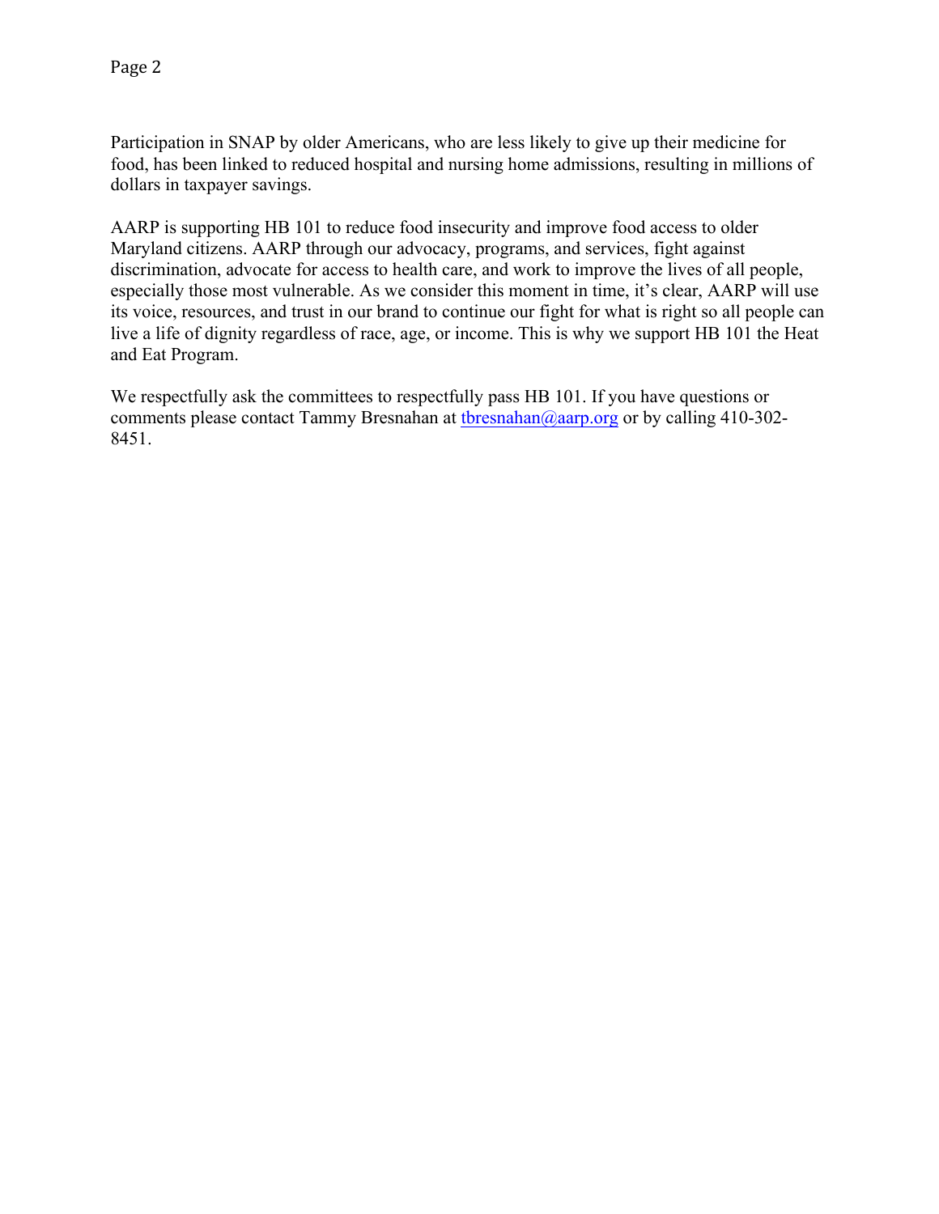Participation in SNAP by older Americans, who are less likely to give up their medicine for food, has been linked to reduced hospital and nursing home admissions, resulting in millions of dollars in taxpayer savings.

AARP is supporting HB 101 to reduce food insecurity and improve food access to older Maryland citizens. AARP through our advocacy, programs, and services, fight against discrimination, advocate for access to health care, and work to improve the lives of all people, especially those most vulnerable. As we consider this moment in time, it's clear, AARP will use its voice, resources, and trust in our brand to continue our fight for what is right so all people can live a life of dignity regardless of race, age, or income. This is why we support HB 101 the Heat and Eat Program.

We respectfully ask the committees to respectfully pass HB 101. If you have questions or comments please contact Tammy Bresnahan at tbresnahan@aarp.org or by calling 410-302-8451.